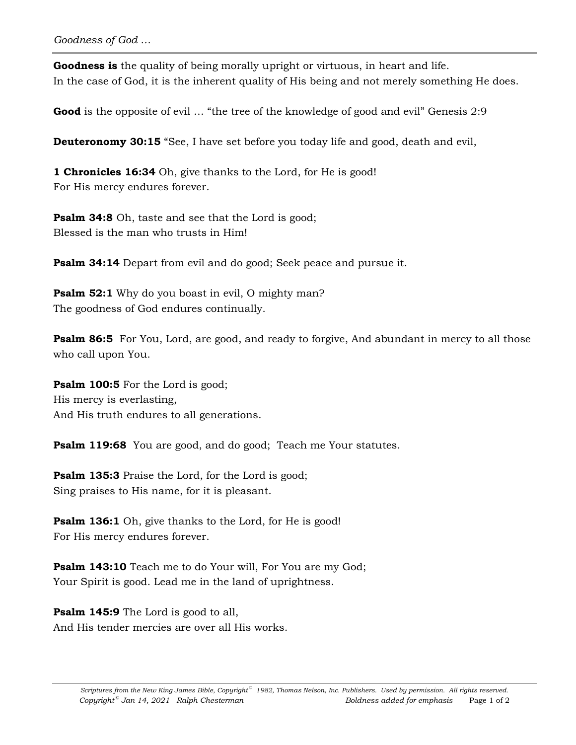*Goodness of God …*

**Goodness is** the quality of being morally upright or virtuous, in heart and life.
In the case of God, it is the inherent quality of His being and not merely something He does.

**Good** is the opposite of evil … "the tree of the knowledge of good and evil" Genesis 2:9

**Deuteronomy 30:15** "See, I have set before you today life and good, death and evil,

**1 Chronicles 16:34** Oh, give thanks to the Lord, for He is good!
For His mercy endures forever.

**Psalm 34:8** Oh, taste and see that the Lord is good;
Blessed is the man who trusts in Him!

**Psalm 34:14** Depart from evil and do good; Seek peace and pursue it.

**Psalm 52:1** Why do you boast in evil, O mighty man?
The goodness of God endures continually.

**Psalm 86:5** For You, Lord, are good, and ready to forgive, And abundant in mercy to all those who call upon You.

**Psalm 100:5** For the Lord is good;
His mercy is everlasting,
And His truth endures to all generations.

**Psalm 119:68** You are good, and do good; Teach me Your statutes.

**Psalm 135:3** Praise the Lord, for the Lord is good;
Sing praises to His name, for it is pleasant.

**Psalm 136:1** Oh, give thanks to the Lord, for He is good!
For His mercy endures forever.

**Psalm 143:10** Teach me to do Your will, For You are my God;
Your Spirit is good. Lead me in the land of uprightness.

**Psalm 145:9** The Lord is good to all,
And His tender mercies are over all His works.

*Scriptures from the New King James Bible, Copyright© 1982, Thomas Nelson, Inc. Publishers. Used by permission. All rights reserved.*
*Copyright© Jan 14, 2021 Ralph Chesterman* *Boldness added for emphasis*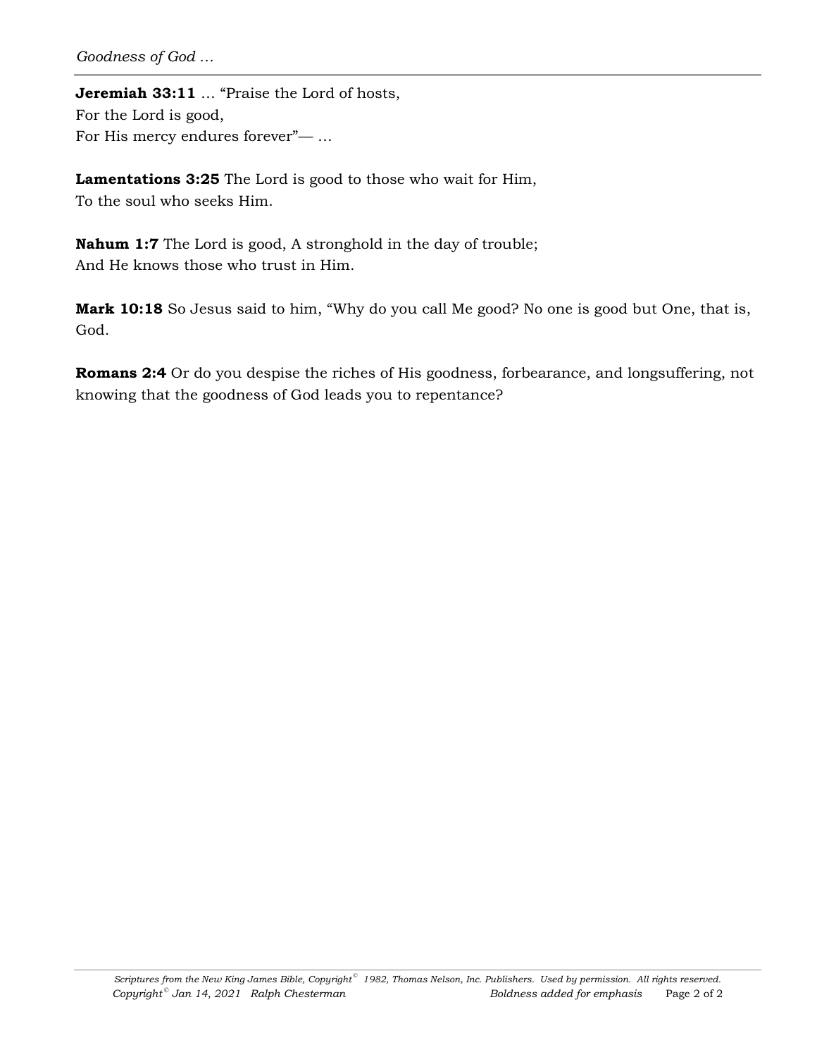**Jeremiah 33:11** … "Praise the Lord of hosts,
For the Lord is good,
For His mercy endures forever"— …

**Lamentations 3:25** The Lord is good to those who wait for Him,
To the soul who seeks Him.

**Nahum 1:7** The Lord is good, A stronghold in the day of trouble;
And He knows those who trust in Him.

**Mark 10:18** So Jesus said to him, "Why do you call Me good? No one is good but One, that is, God.

**Romans 2:4** Or do you despise the riches of His goodness, forbearance, and longsuffering, not knowing that the goodness of God leads you to repentance?